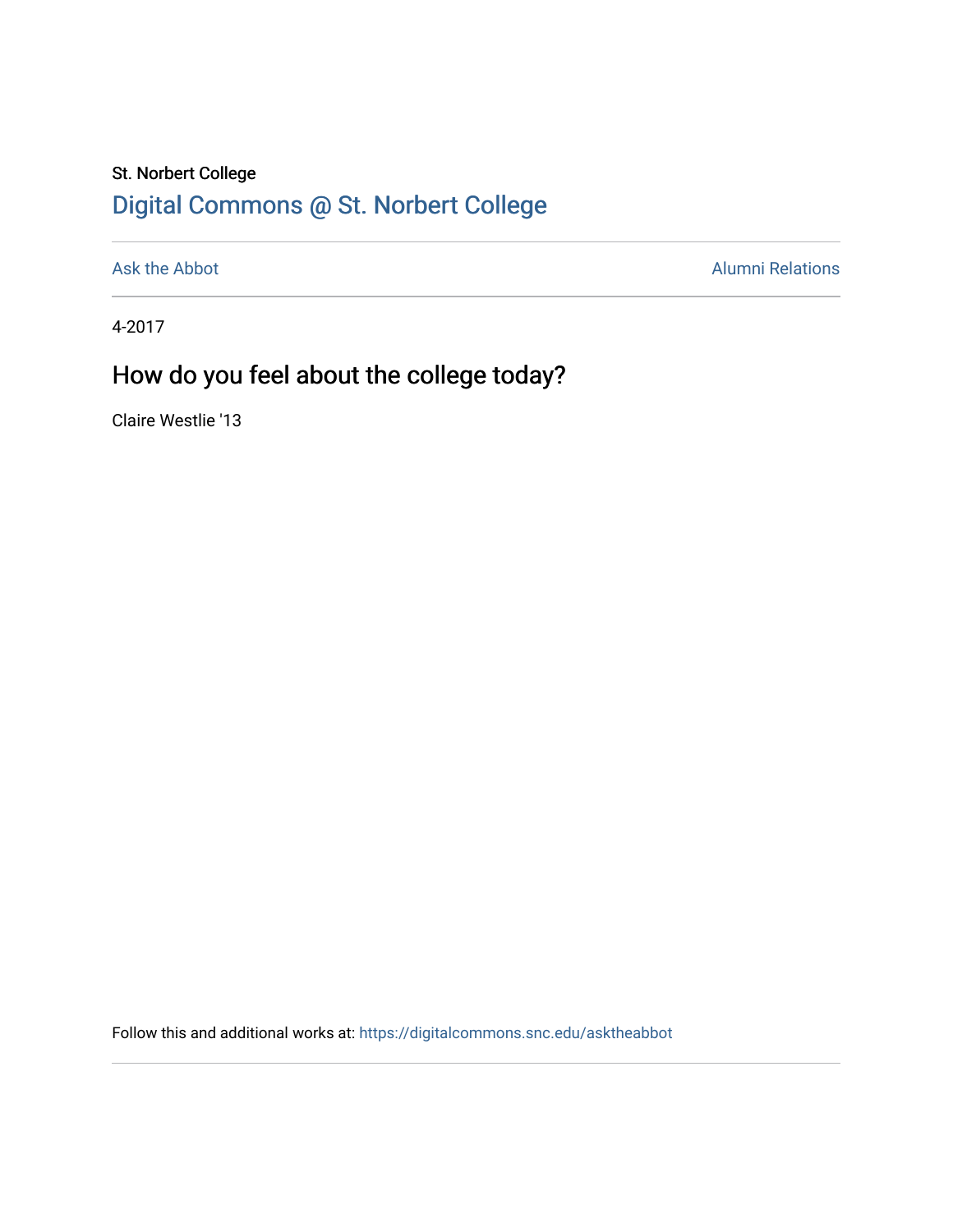St. Norbert College

# Digital Commons @ St. Norbert College

Ask the Abbot | Alumni Relations

4-2017

## How do you feel about the college today?

Claire Westlie '13

Follow this and additional works at: https://digitalcommons.snc.edu/asktheabbot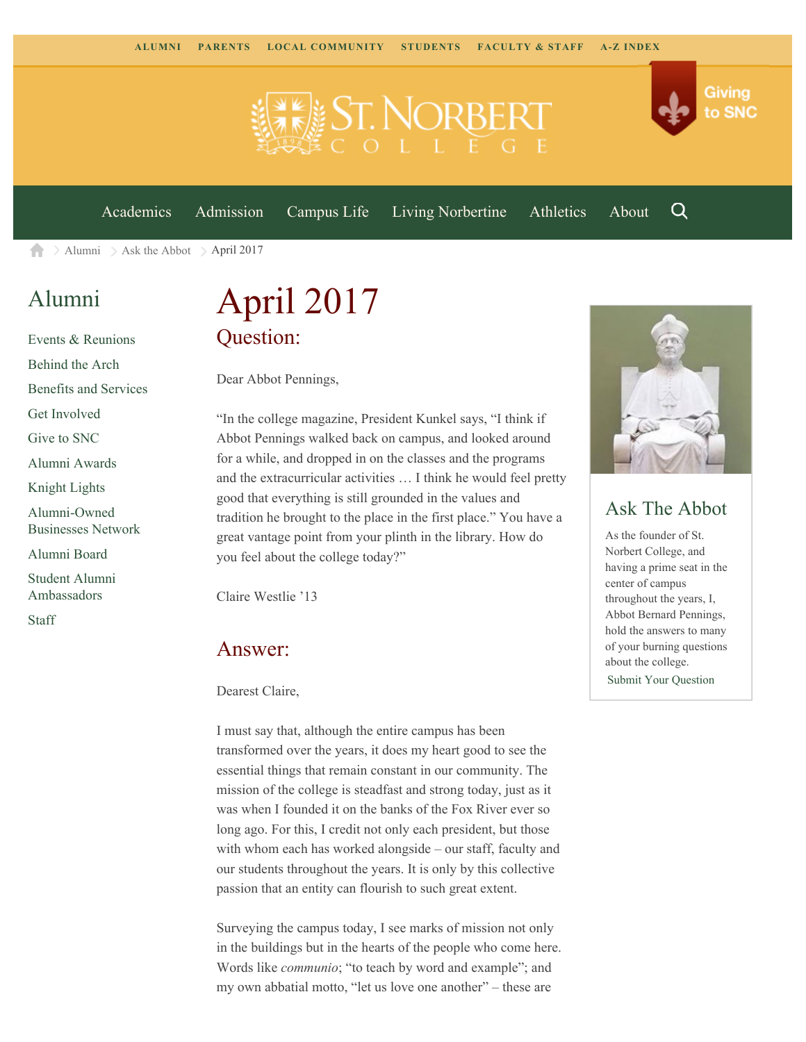ALUMNI PARENTS LOCAL COMMUNITY STUDENTS FACULTY & STAFF A-Z INDEX

Giving to SNC

Academics Admission Campus Life Living Norbertine Athletics About

Alumni > Ask the Abbot > April 2017

## Alumni

- Events & Reunions
- Behind the Arch
- Benefits and Services
- Get Involved
- Give to SNC
- Alumni Awards
- Knight Lights
- Alumni-Owned Businesses Network
- Alumni Board
- Student Alumni Ambassadors
- Staff

# April 2017

## Question:

Dear Abbot Pennings,

"In the college magazine, President Kunkel says, "I think if Abbot Pennings walked back on campus, and looked around for a while, and dropped in on the classes and the programs and the extracurricular activities … I think he would feel pretty good that everything is still grounded in the values and tradition he brought to the place in the first place." You have a great vantage point from your plinth in the library. How do you feel about the college today?"

Claire Westlie '13

## Answer:

Dearest Claire,

I must say that, although the entire campus has been transformed over the years, it does my heart good to see the essential things that remain constant in our community. The mission of the college is steadfast and strong today, just as it was when I founded it on the banks of the Fox River ever so long ago. For this, I credit not only each president, but those with whom each has worked alongside – our staff, faculty and our students throughout the years. It is only by this collective passion that an entity can flourish to such great extent.

Surveying the campus today, I see marks of mission not only in the buildings but in the hearts of the people who come here. Words like *communio*; "to teach by word and example"; and my own abbatial motto, "let us love one another" – these are

## Ask The Abbot

As the founder of St. Norbert College, and having a prime seat in the center of campus throughout the years, I, Abbot Bernard Pennings, hold the answers to many of your burning questions about the college.

Submit Your Question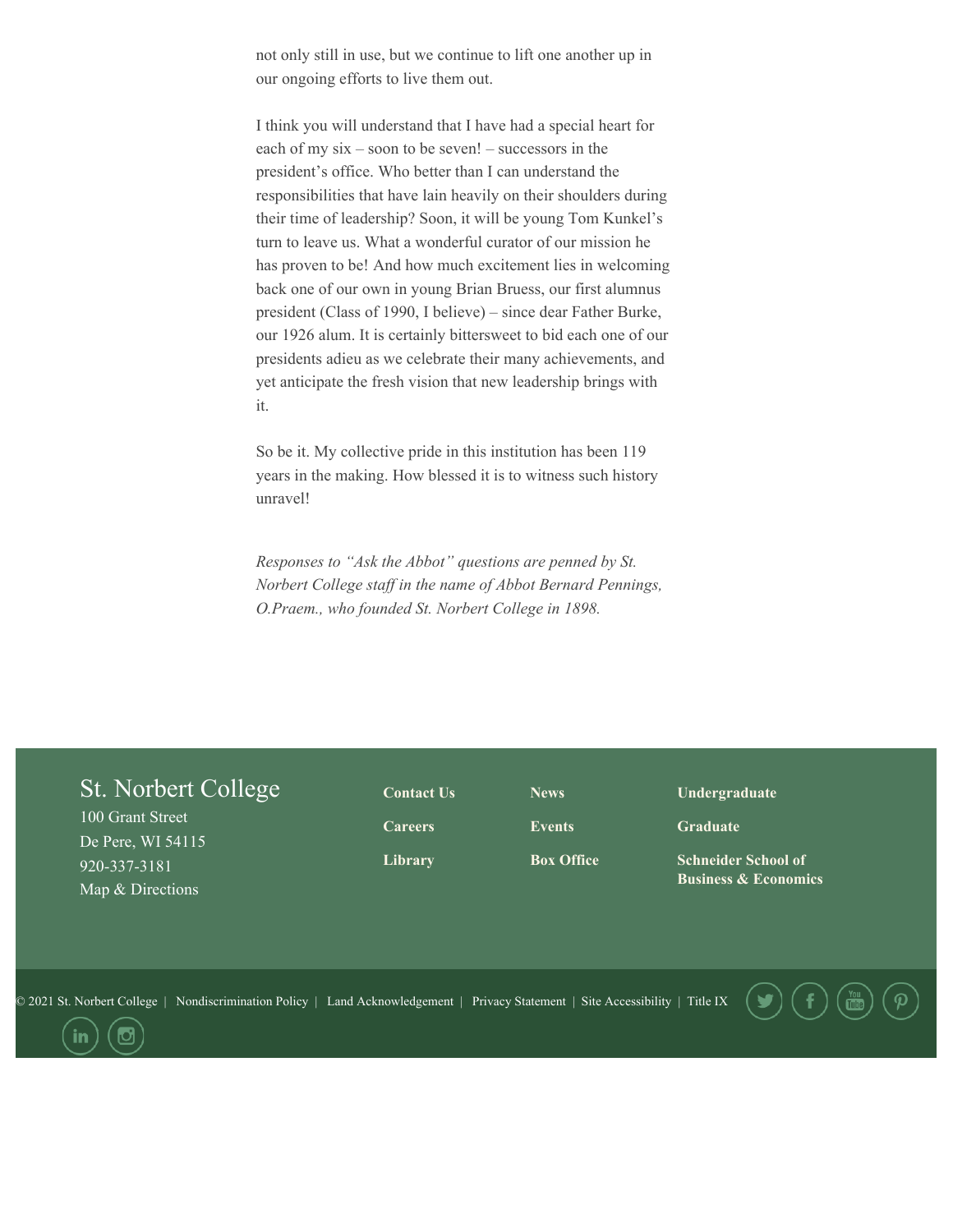not only still in use, but we continue to lift one another up in our ongoing efforts to live them out.

I think you will understand that I have had a special heart for each of my six – soon to be seven! – successors in the president's office. Who better than I can understand the responsibilities that have lain heavily on their shoulders during their time of leadership? Soon, it will be young Tom Kunkel's turn to leave us. What a wonderful curator of our mission he has proven to be! And how much excitement lies in welcoming back one of our own in young Brian Bruess, our first alumnus president (Class of 1990, I believe) – since dear Father Burke, our 1926 alum. It is certainly bittersweet to bid each one of our presidents adieu as we celebrate their many achievements, and yet anticipate the fresh vision that new leadership brings with it.

So be it. My collective pride in this institution has been 119 years in the making. How blessed it is to witness such history unravel!

*Responses to "Ask the Abbot" questions are penned by St. Norbert College staff in the name of Abbot Bernard Pennings, O.Praem., who founded St. Norbert College in 1898.*

St. Norbert College
100 Grant Street
De Pere, WI 54115
920-337-3181
Map & Directions

**Contact Us**
**Careers**
**Library**
**News**
**Events**
**Box Office**
**Undergraduate**
**Graduate**
**Schneider School of Business & Economics**

© 2021 St. Norbert College | Nondiscrimination Policy | Land Acknowledgement | Privacy Statement | Site Accessibility | Title IX